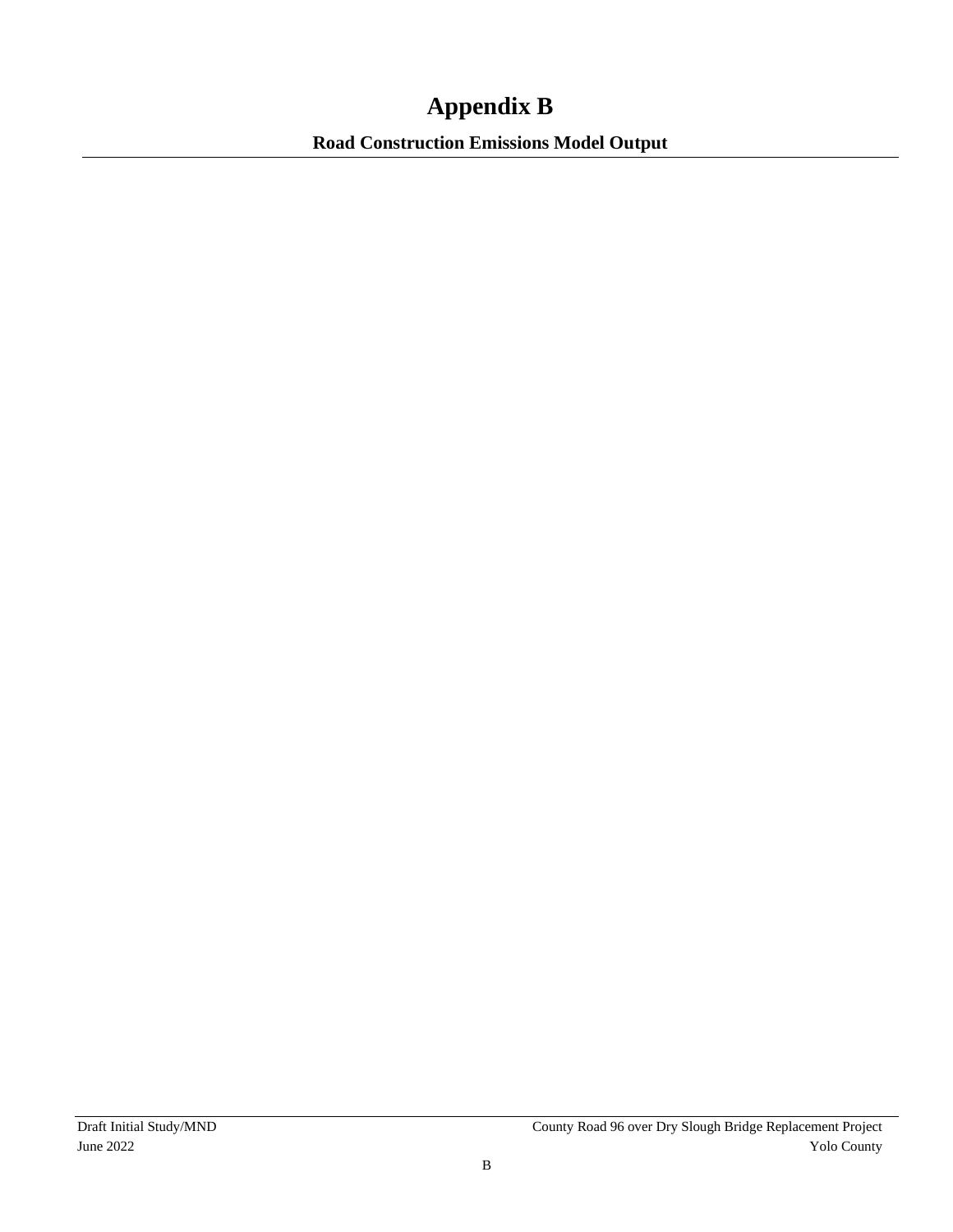# Appendix B

## Road Construction Emissions Model Output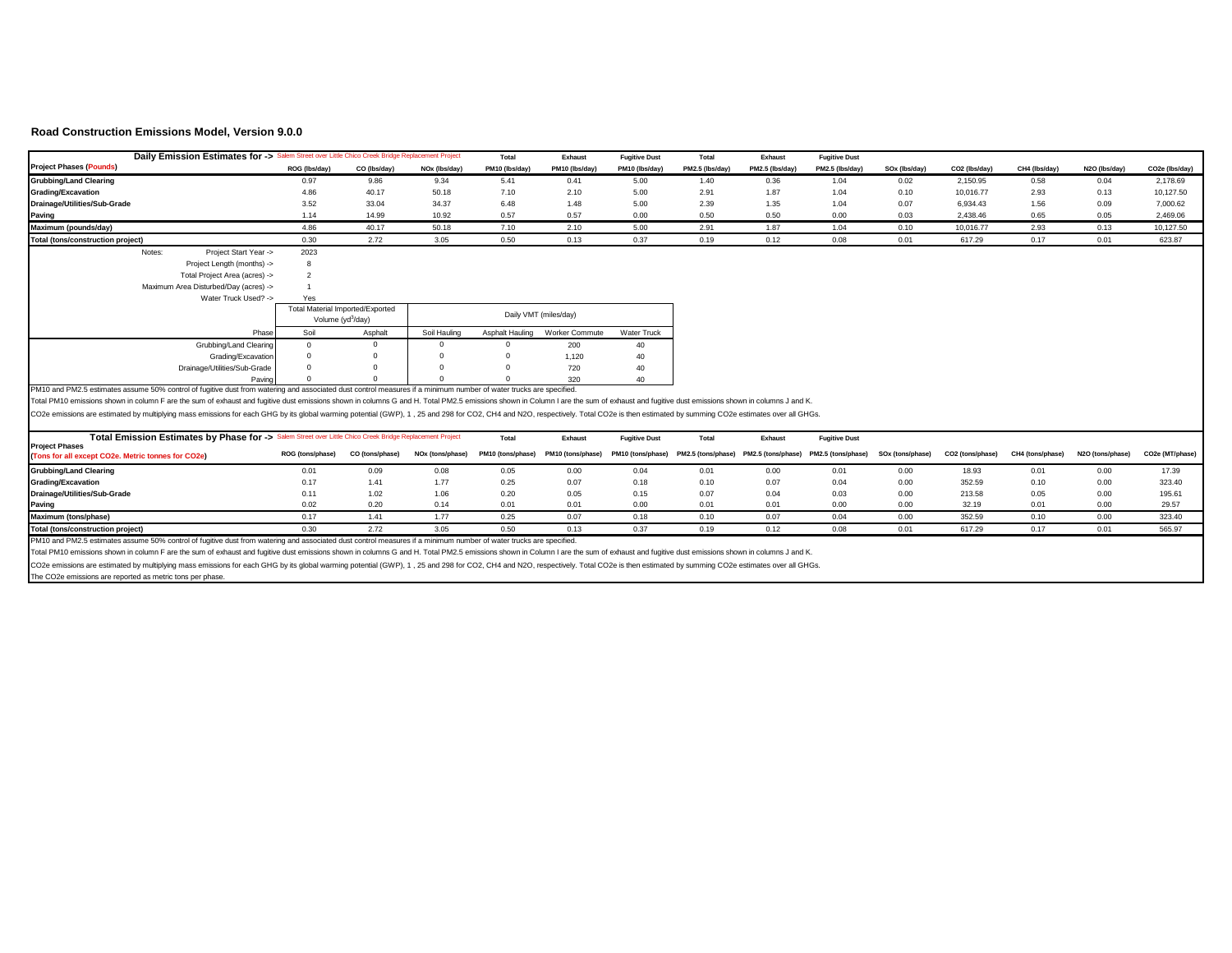## Road Construction Emissions Model, Version 9.0.0

| Daily Emission Estimates for -> Salem Street over Little Chico Creek Bridge Replacement Project | | | | Total | Exhaust | Fugitive Dust | Total | Exhaust | Fugitive Dust | | | | | |
|---|---|---|---|---|---|---|---|---|---|---|---|---|---|---|
| Project Phases (Pounds) | ROG (lbs/day) | CO (lbs/day) | NOx (lbs/day) | PM10 (lbs/day) | PM10 (lbs/day) | PM10 (lbs/day) | PM2.5 (lbs/day) | PM2.5 (lbs/day) | PM2.5 (lbs/day) | SOx (lbs/day) | CO2 (lbs/day) | CH4 (lbs/day) | N2O (lbs/day) | CO2e (lbs/day) |
| Grubbing/Land Clearing | 0.97 | 9.86 | 9.34 | 5.41 | 0.41 | 5.00 | 1.40 | 0.36 | 1.04 | 0.02 | 2,150.95 | 0.58 | 0.04 | 2,178.69 |
| Grading/Excavation | 4.86 | 40.17 | 50.18 | 7.10 | 2.10 | 5.00 | 2.91 | 1.87 | 1.04 | 0.10 | 10,016.77 | 2.93 | 0.13 | 10,127.50 |
| Drainage/Utilities/Sub-Grade | 3.52 | 33.04 | 34.37 | 6.48 | 1.48 | 5.00 | 2.39 | 1.35 | 1.04 | 0.07 | 6,934.43 | 1.56 | 0.09 | 7,000.62 |
| Paving | 1.14 | 14.99 | 10.92 | 0.57 | 0.57 | 0.00 | 0.50 | 0.50 | 0.00 | 0.03 | 2,438.46 | 0.65 | 0.05 | 2,469.06 |
| Maximum (pounds/day) | 4.86 | 40.17 | 50.18 | 7.10 | 2.10 | 5.00 | 2.91 | 1.87 | 1.04 | 0.10 | 10,016.77 | 2.93 | 0.13 | 10,127.50 |
| Total (tons/construction project) | 0.30 | 2.72 | 3.05 | 0.50 | 0.13 | 0.37 | 0.19 | 0.12 | 0.08 | 0.01 | 617.29 | 0.17 | 0.01 | 623.87 |

Notes:

| | |
|---|---|
| Project Start Year -> | 2023 |
| Project Length (months) -> | 8 |
| Total Project Area (acres) -> | 2 |
| Maximum Area Disturbed/Day (acres) -> | 1 |
| Water Truck Used? -> | Yes |

| | Total Material Imported/Exported Volume (yd³/day) | | Daily VMT (miles/day) | | | |
|---|---|---|---|---|---|---|
| Phase | Soil | Asphalt | Soil Hauling | Asphalt Hauling | Worker Commute | Water Truck |
| Grubbing/Land Clearing | 0 | 0 | 0 | 0 | 200 | 40 |
| Grading/Excavation | 0 | 0 | 0 | 0 | 1,120 | 40 |
| Drainage/Utilities/Sub-Grade | 0 | 0 | 0 | 0 | 720 | 40 |
| Paving | 0 | 0 | 0 | 0 | 320 | 40 |

PM10 and PM2.5 estimates assume 50% control of fugitive dust from watering and associated dust control measures if a minimum number of water trucks are specified.

Total PM10 emissions shown in column F are the sum of exhaust and fugitive dust emissions shown in columns G and H. Total PM2.5 emissions shown in Column I are the sum of exhaust and fugitive dust emissions shown in columns J and K.

CO2e emissions are estimated by multiplying mass emissions for each GHG by its global warming potential (GWP), 1 , 25 and 298 for CO2, CH4 and N2O, respectively. Total CO2e is then estimated by summing CO2e estimates over all GHGs.

| Total Emission Estimates by Phase for -> Salem Street over Little Chico Creek Bridge Replacement Project | | | | Total | Exhaust | Fugitive Dust | Total | Exhaust | Fugitive Dust | | | | | |
|---|---|---|---|---|---|---|---|---|---|---|---|---|---|---|
| Project Phases (Tons for all except CO2e. Metric tonnes for CO2e) | ROG (tons/phase) | CO (tons/phase) | NOx (tons/phase) | PM10 (tons/phase) | PM10 (tons/phase) | PM10 (tons/phase) | PM2.5 (tons/phase) | PM2.5 (tons/phase) | PM2.5 (tons/phase) | SOx (tons/phase) | CO2 (tons/phase) | CH4 (tons/phase) | N2O (tons/phase) | CO2e (MT/phase) |
| Grubbing/Land Clearing | 0.01 | 0.09 | 0.08 | 0.05 | 0.00 | 0.04 | 0.01 | 0.00 | 0.01 | 0.00 | 18.93 | 0.01 | 0.00 | 17.39 |
| Grading/Excavation | 0.17 | 1.41 | 1.77 | 0.25 | 0.07 | 0.18 | 0.10 | 0.07 | 0.04 | 0.00 | 352.59 | 0.10 | 0.00 | 323.40 |
| Drainage/Utilities/Sub-Grade | 0.11 | 1.02 | 1.06 | 0.20 | 0.05 | 0.15 | 0.07 | 0.04 | 0.03 | 0.00 | 213.58 | 0.05 | 0.00 | 195.61 |
| Paving | 0.02 | 0.20 | 0.14 | 0.01 | 0.01 | 0.00 | 0.01 | 0.01 | 0.00 | 0.00 | 32.19 | 0.01 | 0.00 | 29.57 |
| Maximum (tons/phase) | 0.17 | 1.41 | 1.77 | 0.25 | 0.07 | 0.18 | 0.10 | 0.07 | 0.04 | 0.00 | 352.59 | 0.10 | 0.00 | 323.40 |
| Total (tons/construction project) | 0.30 | 2.72 | 3.05 | 0.50 | 0.13 | 0.37 | 0.19 | 0.12 | 0.08 | 0.01 | 617.29 | 0.17 | 0.01 | 565.97 |

PM10 and PM2.5 estimates assume 50% control of fugitive dust from watering and associated dust control measures if a minimum number of water trucks are specified.

Total PM10 emissions shown in column F are the sum of exhaust and fugitive dust emissions shown in columns G and H. Total PM2.5 emissions shown in Column I are the sum of exhaust and fugitive dust emissions shown in columns J and K.

CO2e emissions are estimated by multiplying mass emissions for each GHG by its global warming potential (GWP), 1 , 25 and 298 for CO2, CH4 and N2O, respectively. Total CO2e is then estimated by summing CO2e estimates over all GHGs.

The CO2e emissions are reported as metric tons per phase.